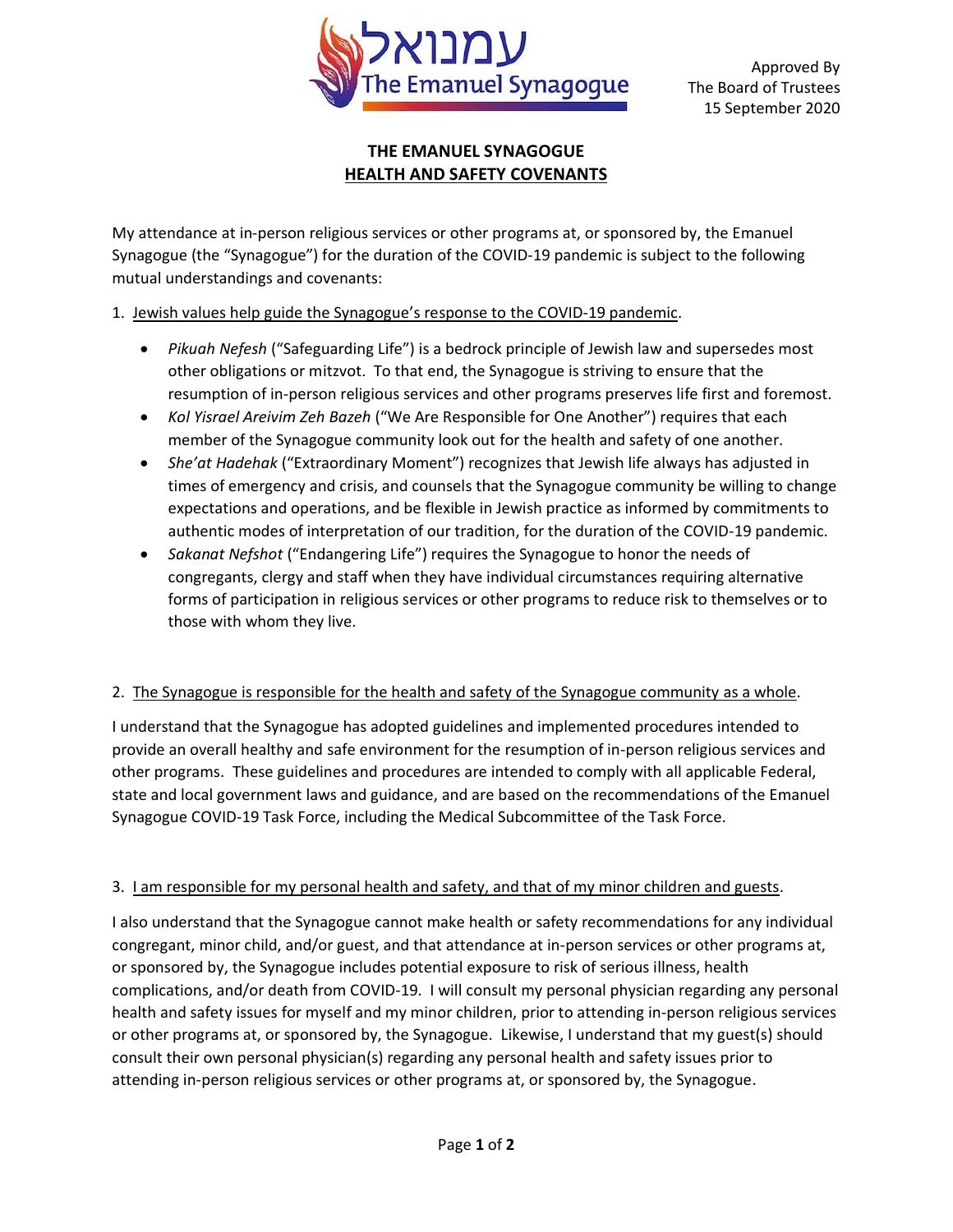עמנואל The Emanuel Synagogue

Approved By
The Board of Trustees
15 September 2020

# THE EMANUEL SYNAGOGUE
## HEALTH AND SAFETY COVENANTS

My attendance at in-person religious services or other programs at, or sponsored by, the Emanuel Synagogue (the "Synagogue") for the duration of the COVID-19 pandemic is subject to the following mutual understandings and covenants:

1. Jewish values help guide the Synagogue's response to the COVID-19 pandemic.

   - *Pikuah Nefesh* ("Safeguarding Life") is a bedrock principle of Jewish law and supersedes most other obligations or mitzvot. To that end, the Synagogue is striving to ensure that the resumption of in-person religious services and other programs preserves life first and foremost.
   - *Kol Yisrael Areivim Zeh Bazeh* ("We Are Responsible for One Another") requires that each member of the Synagogue community look out for the health and safety of one another.
   - *She'at Hadehak* ("Extraordinary Moment") recognizes that Jewish life always has adjusted in times of emergency and crisis, and counsels that the Synagogue community be willing to change expectations and operations, and be flexible in Jewish practice as informed by commitments to authentic modes of interpretation of our tradition, for the duration of the COVID-19 pandemic.
   - *Sakanat Nefshot* ("Endangering Life") requires the Synagogue to honor the needs of congregants, clergy and staff when they have individual circumstances requiring alternative forms of participation in religious services or other programs to reduce risk to themselves or to those with whom they live.

2. The Synagogue is responsible for the health and safety of the Synagogue community as a whole.

I understand that the Synagogue has adopted guidelines and implemented procedures intended to provide an overall healthy and safe environment for the resumption of in-person religious services and other programs. These guidelines and procedures are intended to comply with all applicable Federal, state and local government laws and guidance, and are based on the recommendations of the Emanuel Synagogue COVID-19 Task Force, including the Medical Subcommittee of the Task Force.

3. I am responsible for my personal health and safety, and that of my minor children and guests.

I also understand that the Synagogue cannot make health or safety recommendations for any individual congregant, minor child, and/or guest, and that attendance at in-person services or other programs at, or sponsored by, the Synagogue includes potential exposure to risk of serious illness, health complications, and/or death from COVID-19. I will consult my personal physician regarding any personal health and safety issues for myself and my minor children, prior to attending in-person religious services or other programs at, or sponsored by, the Synagogue. Likewise, I understand that my guest(s) should consult their own personal physician(s) regarding any personal health and safety issues prior to attending in-person religious services or other programs at, or sponsored by, the Synagogue.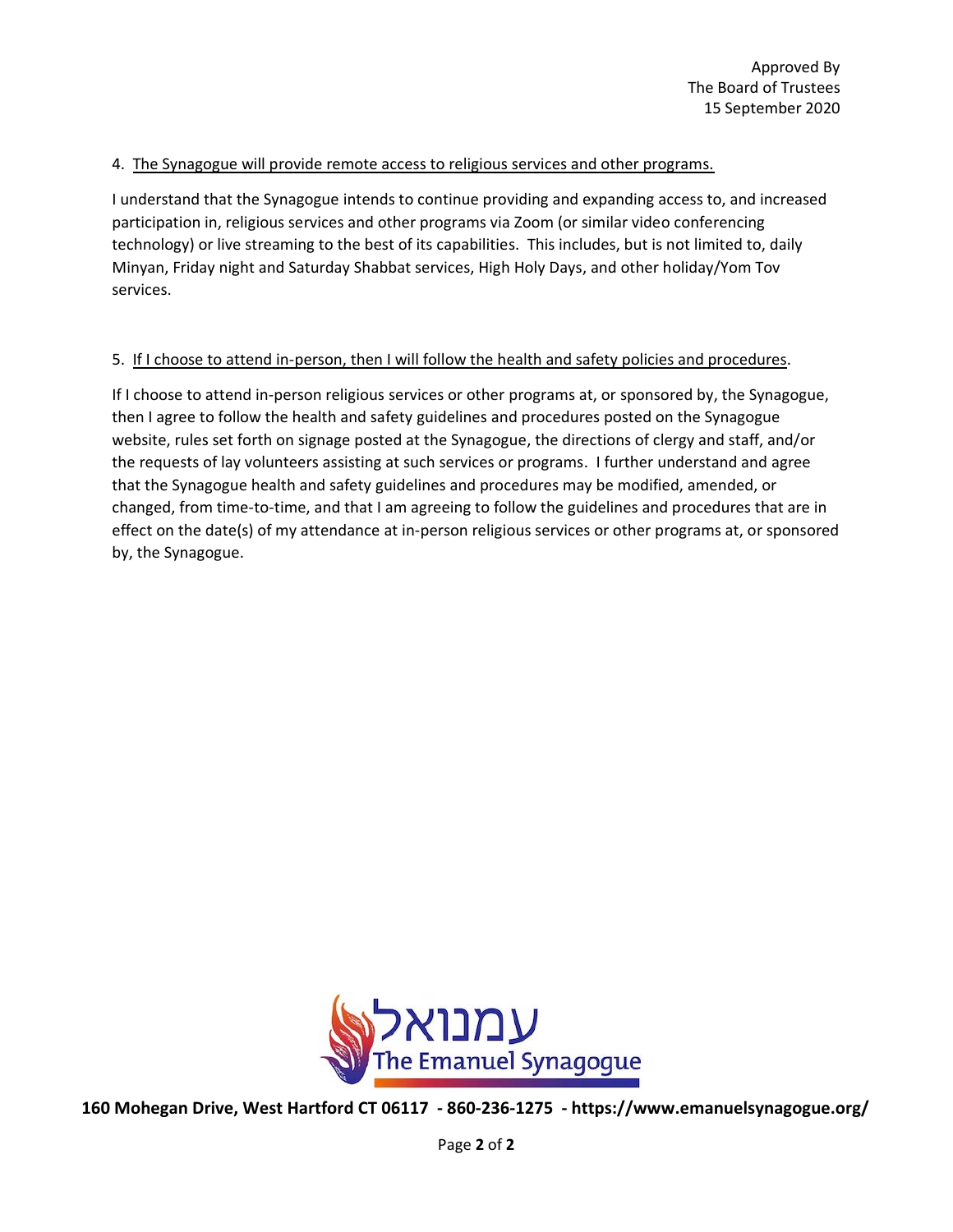Approved By
The Board of Trustees
15 September 2020

4. <u>The Synagogue will provide remote access to religious services and other programs.</u>

I understand that the Synagogue intends to continue providing and expanding access to, and increased participation in, religious services and other programs via Zoom (or similar video conferencing technology) or live streaming to the best of its capabilities. This includes, but is not limited to, daily Minyan, Friday night and Saturday Shabbat services, High Holy Days, and other holiday/Yom Tov services.

5. <u>If I choose to attend in-person, then I will follow the health and safety policies and procedures</u>.

If I choose to attend in-person religious services or other programs at, or sponsored by, the Synagogue, then I agree to follow the health and safety guidelines and procedures posted on the Synagogue website, rules set forth on signage posted at the Synagogue, the directions of clergy and staff, and/or the requests of lay volunteers assisting at such services or programs. I further understand and agree that the Synagogue health and safety guidelines and procedures may be modified, amended, or changed, from time-to-time, and that I am agreeing to follow the guidelines and procedures that are in effect on the date(s) of my attendance at in-person religious services or other programs at, or sponsored by, the Synagogue.

עמנואל
The Emanuel Synagogue

**160 Mohegan Drive, West Hartford CT 06117 - 860-236-1275 - https://www.emanuelsynagogue.org/**